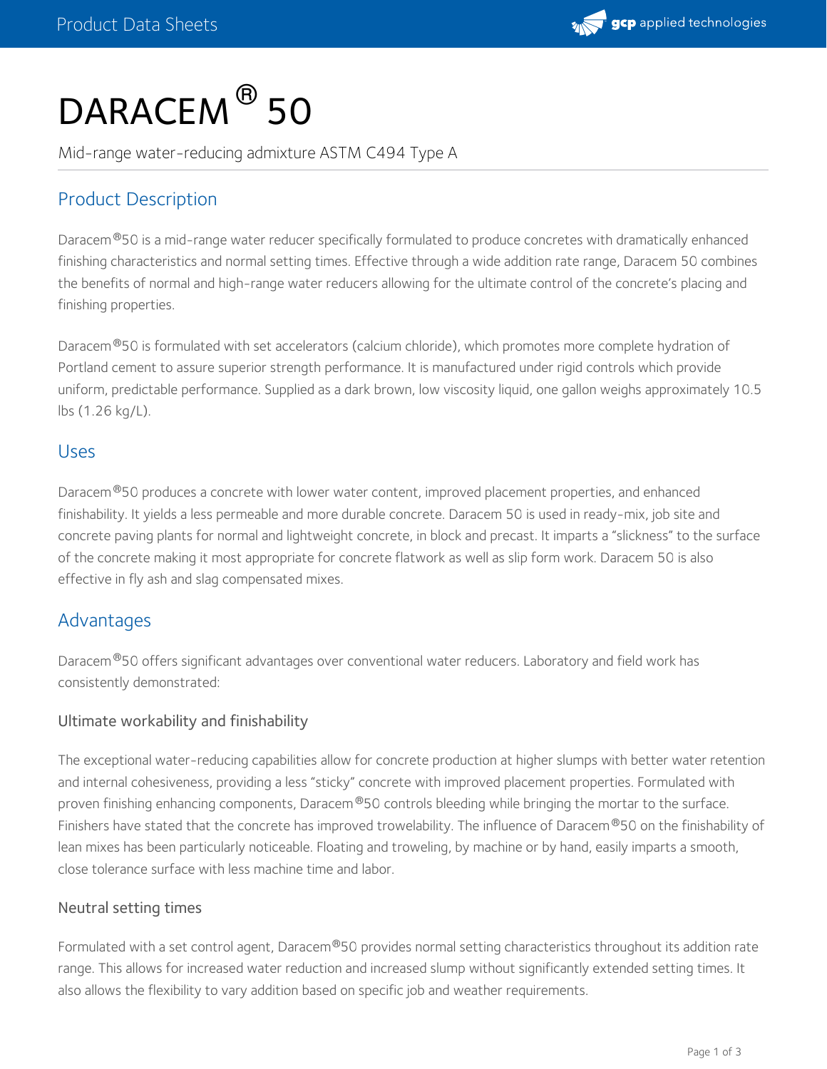# DARACEM® 50

Mid-range water-reducing admixture ASTM C494 Type A

## Product Description

Daracem®50 is a mid-range water reducer specifically formulated to produce concretes with dramatically enhanced finishing characteristics and normal setting times. Effective through a wide addition rate range, Daracem 50 combines the benefits of normal and high-range water reducers allowing for the ultimate control of the concrete's placing and finishing properties.

Daracem®50 is formulated with set accelerators (calcium chloride), which promotes more complete hydration of Portland cement to assure superior strength performance. It is manufactured under rigid controls which provide uniform, predictable performance. Supplied as a dark brown, low viscosity liquid, one gallon weighs approximately 10.5 lbs (1.26 kg/L).

## Uses

Daracem®50 produces a concrete with lower water content, improved placement properties, and enhanced finishability. It yields a less permeable and more durable concrete. Daracem 50 is used in ready-mix, job site and concrete paving plants for normal and lightweight concrete, in block and precast. It imparts a "slickness" to the surface of the concrete making it most appropriate for concrete flatwork as well as slip form work. Daracem 50 is also effective in fly ash and slag compensated mixes.

## Advantages

Daracem®50 offers significant advantages over conventional water reducers. Laboratory and field work has consistently demonstrated:

### Ultimate workability and finishability

The exceptional water-reducing capabilities allow for concrete production at higher slumps with better water retention and internal cohesiveness, providing a less "sticky" concrete with improved placement properties. Formulated with proven finishing enhancing components, Daracem®50 controls bleeding while bringing the mortar to the surface. Finishers have stated that the concrete has improved trowelability. The influence of Daracem®50 on the finishability of lean mixes has been particularly noticeable. Floating and troweling, by machine or by hand, easily imparts a smooth, close tolerance surface with less machine time and labor.

### Neutral setting times

Formulated with a set control agent, Daracem®50 provides normal setting characteristics throughout its addition rate range. This allows for increased water reduction and increased slump without significantly extended setting times. It also allows the flexibility to vary addition based on specific job and weather requirements.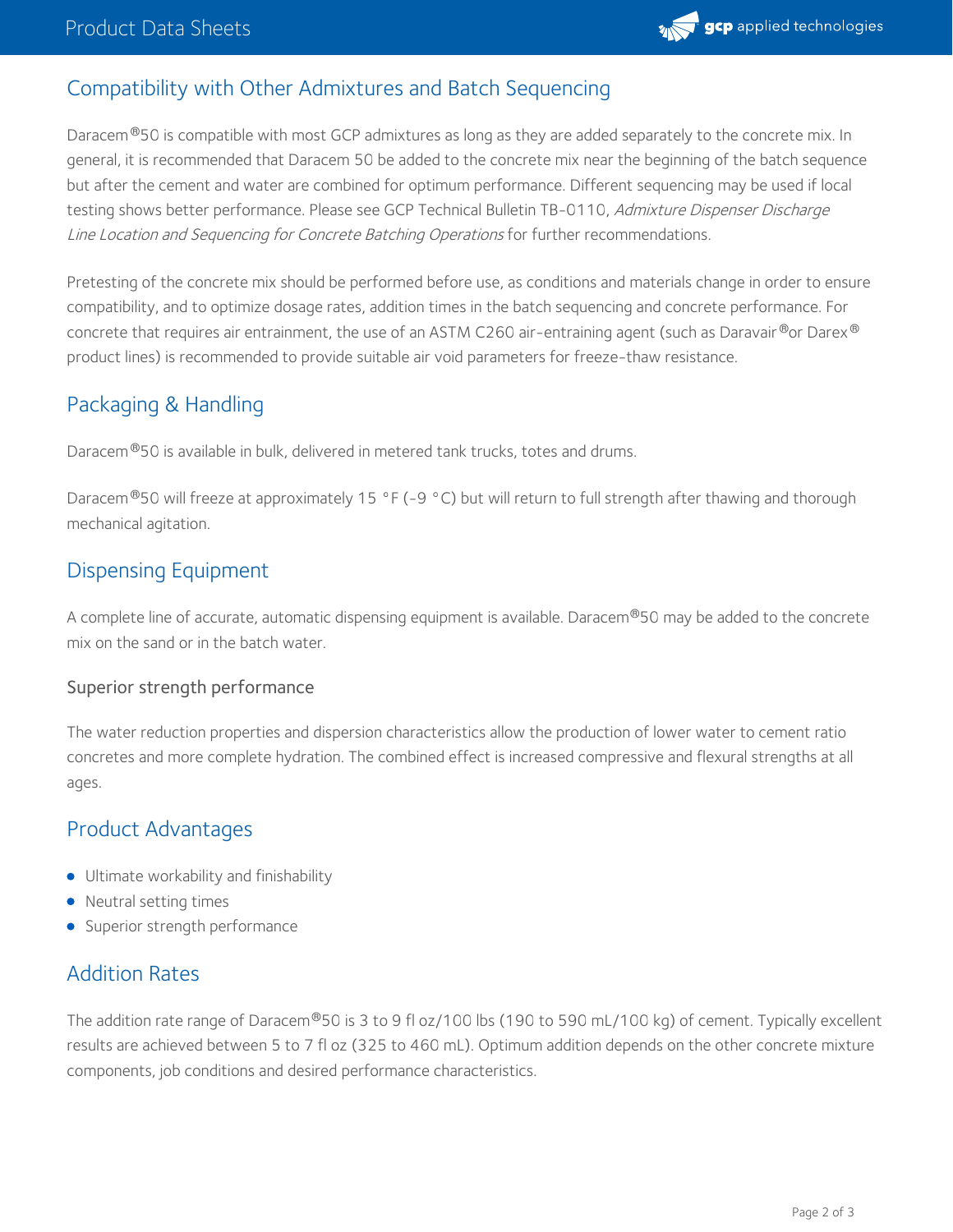## Compatibility with Other Admixtures and Batch Sequencing

Daracem®50 is compatible with most GCP admixtures as long as they are added separately to the concrete mix. In general, it is recommended that Daracem 50 be added to the concrete mix near the beginning of the batch sequence but after the cement and water are combined for optimum performance. Different sequencing may be used if local testing shows better performance. Please see GCP Technical Bulletin TB-0110, *Admixture Dispenser Discharge Line Location and Sequencing for Concrete Batching Operations* for further recommendations.

Pretesting of the concrete mix should be performed before use, as conditions and materials change in order to ensure compatibility, and to optimize dosage rates, addition times in the batch sequencing and concrete performance. For concrete that requires air entrainment, the use of an ASTM C260 air-entraining agent (such as Daravair®or Darex® product lines) is recommended to provide suitable air void parameters for freeze-thaw resistance.

## Packaging & Handling

Daracem®50 is available in bulk, delivered in metered tank trucks, totes and drums.

Daracem®50 will freeze at approximately 15 °F (-9 °C) but will return to full strength after thawing and thorough mechanical agitation.

## Dispensing Equipment

A complete line of accurate, automatic dispensing equipment is available. Daracem®50 may be added to the concrete mix on the sand or in the batch water.

### Superior strength performance

The water reduction properties and dispersion characteristics allow the production of lower water to cement ratio concretes and more complete hydration. The combined effect is increased compressive and flexural strengths at all ages.

## Product Advantages

- Ultimate workability and finishability
- Neutral setting times
- Superior strength performance

## Addition Rates

The addition rate range of Daracem®50 is 3 to 9 fl oz/100 lbs (190 to 590 mL/100 kg) of cement. Typically excellent results are achieved between 5 to 7 fl oz (325 to 460 mL). Optimum addition depends on the other concrete mixture components, job conditions and desired performance characteristics.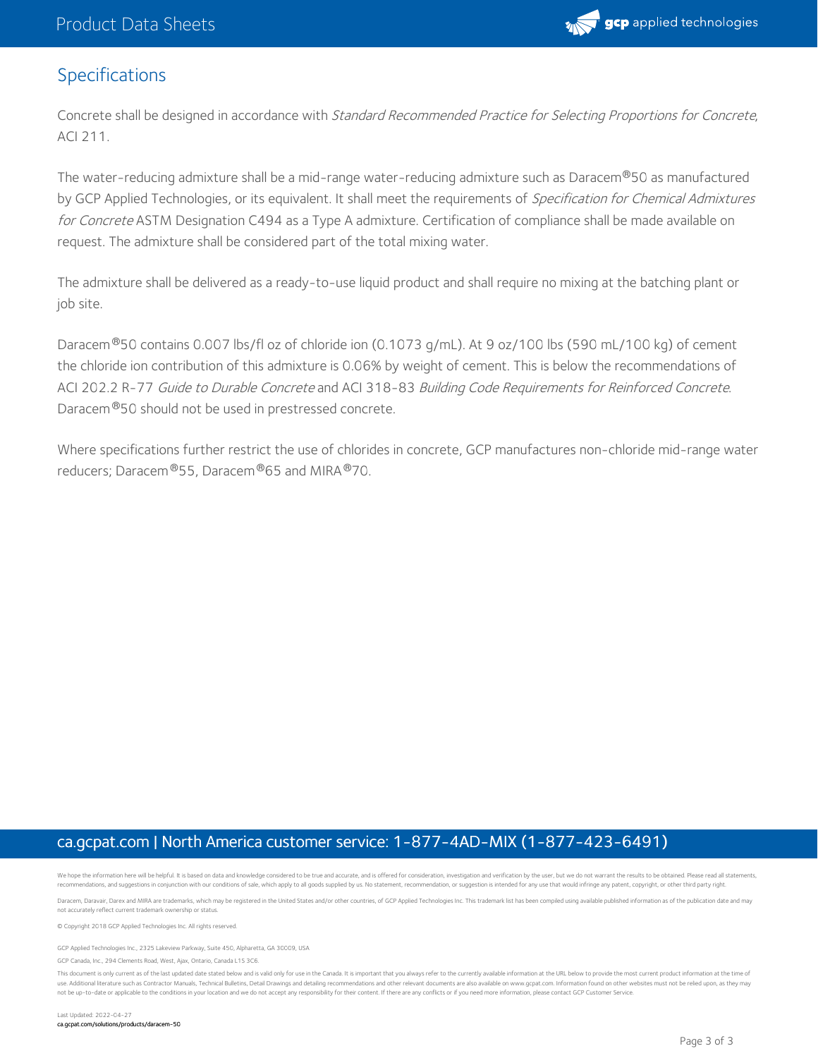## Specifications

Concrete shall be designed in accordance with *Standard Recommended Practice for Selecting Proportions for Concrete*, ACI 211.

The water-reducing admixture shall be a mid-range water-reducing admixture such as Daracem®50 as manufactured by GCP Applied Technologies, or its equivalent. It shall meet the requirements of *Specification for Chemical Admixtures for Concrete* ASTM Designation C494 as a Type A admixture. Certification of compliance shall be made available on request. The admixture shall be considered part of the total mixing water.

The admixture shall be delivered as a ready-to-use liquid product and shall require no mixing at the batching plant or job site.

Daracem®50 contains 0.007 lbs/fl oz of chloride ion (0.1073 g/mL). At 9 oz/100 lbs (590 mL/100 kg) of cement the chloride ion contribution of this admixture is 0.06% by weight of cement. This is below the recommendations of ACI 202.2 R-77 *Guide to Durable Concrete* and ACI 318-83 *Building Code Requirements for Reinforced Concrete*. Daracem®50 should not be used in prestressed concrete.

Where specifications further restrict the use of chlorides in concrete, GCP manufactures non-chloride mid-range water reducers; Daracem®55, Daracem®65 and MIRA®70.

ca.gcpat.com | North America customer service: 1-877-4AD-MIX (1-877-423-6491)

We hope the information here will be helpful. It is based on data and knowledge considered to be true and accurate, and is offered for consideration, investigation and verification by the user, but we do not warrant the results to be obtained. Please read all statements, recommendations, and suggestions in conjunction with our conditions of sale, which apply to all goods supplied by us. No statement, recommendation, or suggestion is intended for any use that would infringe any patent, copyright, or other third party right.

Daracem, Daravair, Darex and MIRA are trademarks, which may be registered in the United States and/or other countries, of GCP Applied Technologies Inc. This trademark list has been compiled using available published information as of the publication date and may not accurately reflect current trademark ownership or status.

© Copyright 2018 GCP Applied Technologies Inc. All rights reserved.

GCP Applied Technologies Inc., 2325 Lakeview Parkway, Suite 450, Alpharetta, GA 30009, USA

GCP Canada, Inc., 294 Clements Road, West, Ajax, Ontario, Canada L1S 3C6.

This document is only current as of the last updated date stated below and is valid only for use in the Canada. It is important that you always refer to the currently available information at the URL below to provide the most current product information at the time of use. Additional literature such as Contractor Manuals, Technical Bulletins, Detail Drawings and detailing recommendations and other relevant documents are also available on www.gcpat.com. Information found on other websites must not be relied upon, as they may not be up-to-date or applicable to the conditions in your location and we do not accept any responsibility for their content. If there are any conflicts or if you need more information, please contact GCP Customer Service.

Last Updated: 2022-04-27
ca.gcpat.com/solutions/products/daracem-50